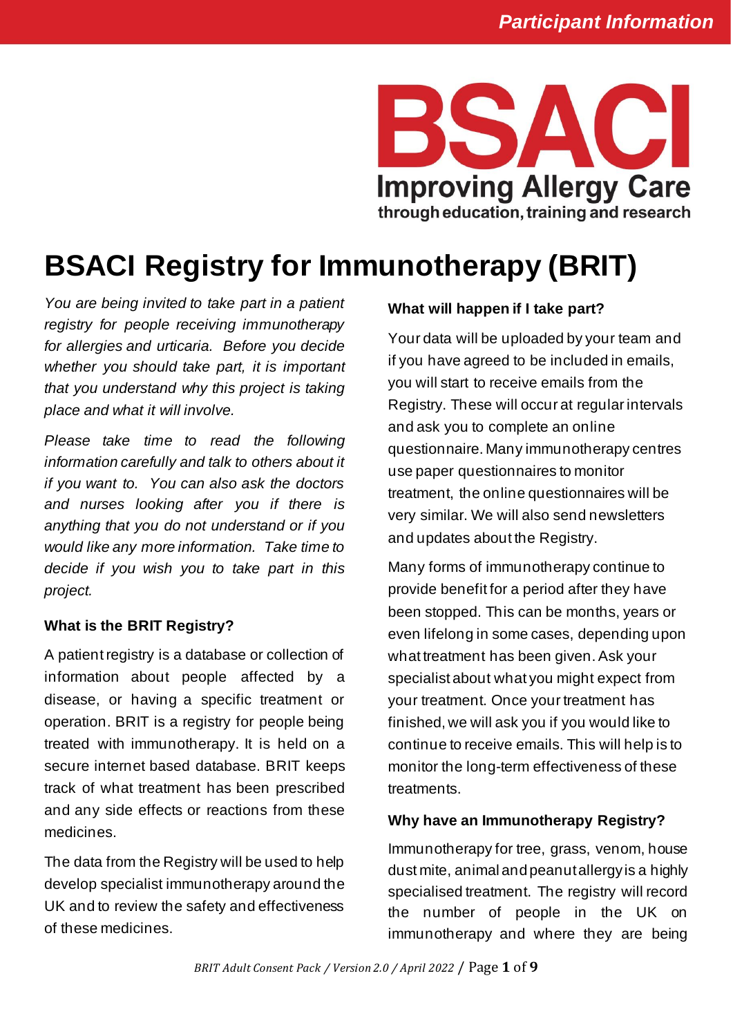# BSACI Registry for Immunotherapy (BRIT)

*You are being invited to take part in a patient registry for people receiving immunotherapy for allergies and urticaria. Before you decide whether you should take part, it is important that you understand why this project is taking place and what it will involve.*

*Please take time to read the following information carefully and talk to others about it if you want to. You can also ask the doctors and nurses looking after you if there is anything that you do not understand or if you would like any more information. Take time to decide if you wish you to take part in this project.*

### What is the BRIT Registry?

A patient registry is a database or collection of information about people affected by a disease, or having a specific treatment or operation. BRIT is a registry for people being treated with immunotherapy. It is held on a secure internet based database. BRIT keeps track of what treatment has been prescribed and any side effects or reactions from these medicines.

The data from the Registry will be used to help develop specialist immunotherapy around the UK and to review the safety and effectiveness of these medicines.

### What will happen if I take part?

Your data will be uploaded by your team and if you have agreed to be included in emails, you will start to receive emails from the Registry. These will occur at regular intervals and ask you to complete an online questionnaire. Many immunotherapy centres use paper questionnaires to monitor treatment, the online questionnaires will be very similar. We will also send newsletters and updates about the Registry.

Many forms of immunotherapy continue to provide benefit for a period after they have been stopped. This can be months, years or even lifelong in some cases, depending upon what treatment has been given. Ask your specialist about what you might expect from your treatment. Once your treatment has finished, we will ask you if you would like to continue to receive emails. This will help is to monitor the long-term effectiveness of these treatments.

### Why have an Immunotherapy Registry?

Immunotherapy for tree, grass, venom, house dust mite, animal and peanut allergy is a highly specialised treatment. The registry will record the number of people in the UK on immunotherapy and where they are being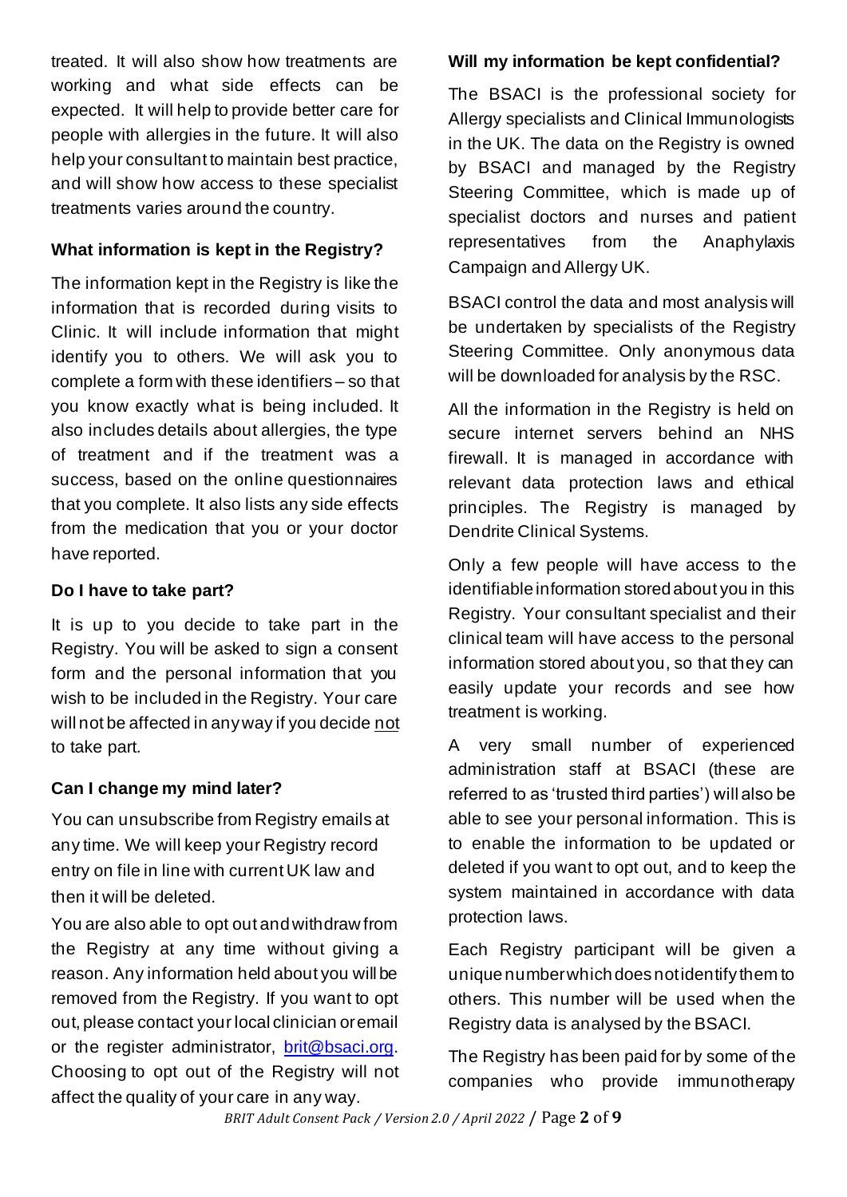treated. It will also show how treatments are working and what side effects can be expected. It will help to provide better care for people with allergies in the future. It will also help your consultant to maintain best practice, and will show how access to these specialist treatments varies around the country.

**What information is kept in the Registry?**

The information kept in the Registry is like the information that is recorded during visits to Clinic. It will include information that might identify you to others. We will ask you to complete a form with these identifiers – so that you know exactly what is being included. It also includes details about allergies, the type of treatment and if the treatment was a success, based on the online questionnaires that you complete. It also lists any side effects from the medication that you or your doctor have reported.

**Do I have to take part?**

It is up to you decide to take part in the Registry. You will be asked to sign a consent form and the personal information that you wish to be included in the Registry. Your care will not be affected in any way if you decide <u>not</u> to take part.

**Can I change my mind later?**

You can unsubscribe from Registry emails at any time. We will keep your Registry record entry on file in line with current UK law and then it will be deleted.

You are also able to opt out and withdraw from the Registry at any time without giving a reason. Any information held about you will be removed from the Registry. If you want to opt out, please contact your local clinician or email or the register administrator, brit@bsaci.org. Choosing to opt out of the Registry will not affect the quality of your care in any way.

**Will my information be kept confidential?**

The BSACI is the professional society for Allergy specialists and Clinical Immunologists in the UK. The data on the Registry is owned by BSACI and managed by the Registry Steering Committee, which is made up of specialist doctors and nurses and patient representatives from the Anaphylaxis Campaign and Allergy UK.

BSACI control the data and most analysis will be undertaken by specialists of the Registry Steering Committee. Only anonymous data will be downloaded for analysis by the RSC.

All the information in the Registry is held on secure internet servers behind an NHS firewall. It is managed in accordance with relevant data protection laws and ethical principles. The Registry is managed by Dendrite Clinical Systems.

Only a few people will have access to the identifiable information stored about you in this Registry. Your consultant specialist and their clinical team will have access to the personal information stored about you, so that they can easily update your records and see how treatment is working.

A very small number of experienced administration staff at BSACI (these are referred to as 'trusted third parties') will also be able to see your personal information. This is to enable the information to be updated or deleted if you want to opt out, and to keep the system maintained in accordance with data protection laws.

Each Registry participant will be given a unique number which does not identify them to others. This number will be used when the Registry data is analysed by the BSACI.

The Registry has been paid for by some of the companies who provide immunotherapy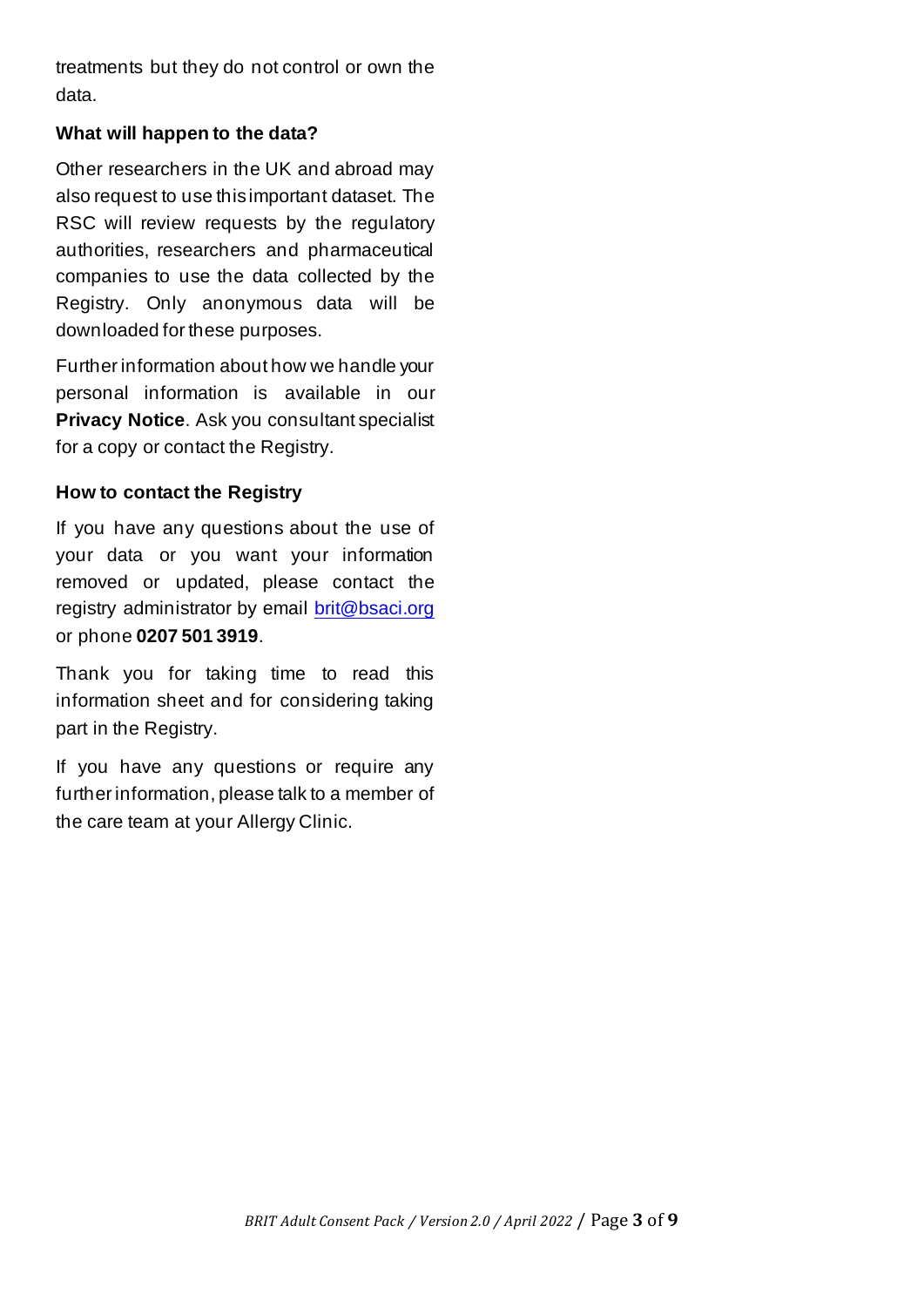treatments but they do not control or own the data.

**What will happen to the data?**

Other researchers in the UK and abroad may also request to use this important dataset. The RSC will review requests by the regulatory authorities, researchers and pharmaceutical companies to use the data collected by the Registry. Only anonymous data will be downloaded for these purposes.

Further information about how we handle your personal information is available in our **Privacy Notice**. Ask you consultant specialist for a copy or contact the Registry.

**How to contact the Registry**

If you have any questions about the use of your data or you want your information removed or updated, please contact the registry administrator by email brit@bsaci.org or phone **0207 501 3919**.

Thank you for taking time to read this information sheet and for considering taking part in the Registry.

If you have any questions or require any further information, please talk to a member of the care team at your Allergy Clinic.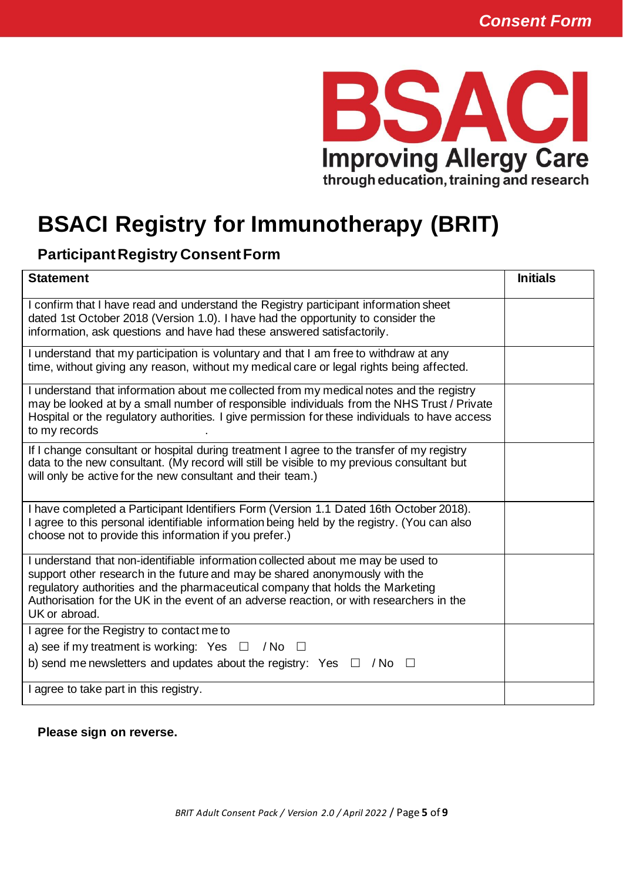Consent Form

**BSACI**
**Improving Allergy Care**
**through education, training and research**

# BSACI Registry for Immunotherapy (BRIT)

## Participant Registry Consent Form

| Statement | Initials |
|---|---|
| I confirm that I have read and understand the Registry participant information sheet dated 1st October 2018 (Version 1.0). I have had the opportunity to consider the information, ask questions and have had these answered satisfactorily. | |
| I understand that my participation is voluntary and that I am free to withdraw at any time, without giving any reason, without my medical care or legal rights being affected. | |
| I understand that information about me collected from my medical notes and the registry may be looked at by a small number of responsible individuals from the NHS Trust / Private Hospital or the regulatory authorities. I give permission for these individuals to have access to my records . | |
| If I change consultant or hospital during treatment I agree to the transfer of my registry data to the new consultant. (My record will still be visible to my previous consultant but will only be active for the new consultant and their team.) | |
| I have completed a Participant Identifiers Form (Version 1.1 Dated 16th October 2018). I agree to this personal identifiable information being held by the registry. (You can also choose not to provide this information if you prefer.) | |
| I understand that non-identifiable information collected about me may be used to support other research in the future and may be shared anonymously with the regulatory authorities and the pharmaceutical company that holds the Marketing Authorisation for the UK in the event of an adverse reaction, or with researchers in the UK or abroad. | |
| I agree for the Registry to contact me to<br>a) see if my treatment is working: Yes ☐ / No ☐<br>b) send me newsletters and updates about the registry: Yes ☐ / No ☐ | |
| I agree to take part in this registry. | |

**Please sign on reverse.**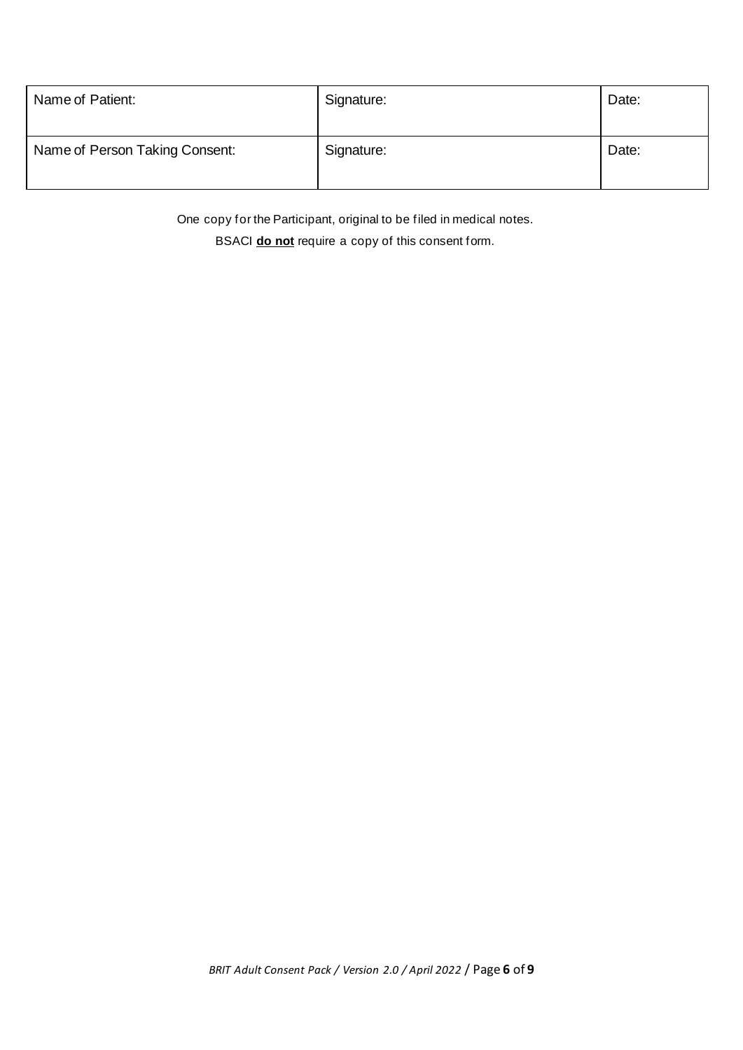| Name of Patient: | Signature: | Date: |
| --- | --- | --- |
| Name of Person Taking Consent: | Signature: | Date: |

One copy for the Participant, original to be filed in medical notes.

BSACI **do not** require a copy of this consent form.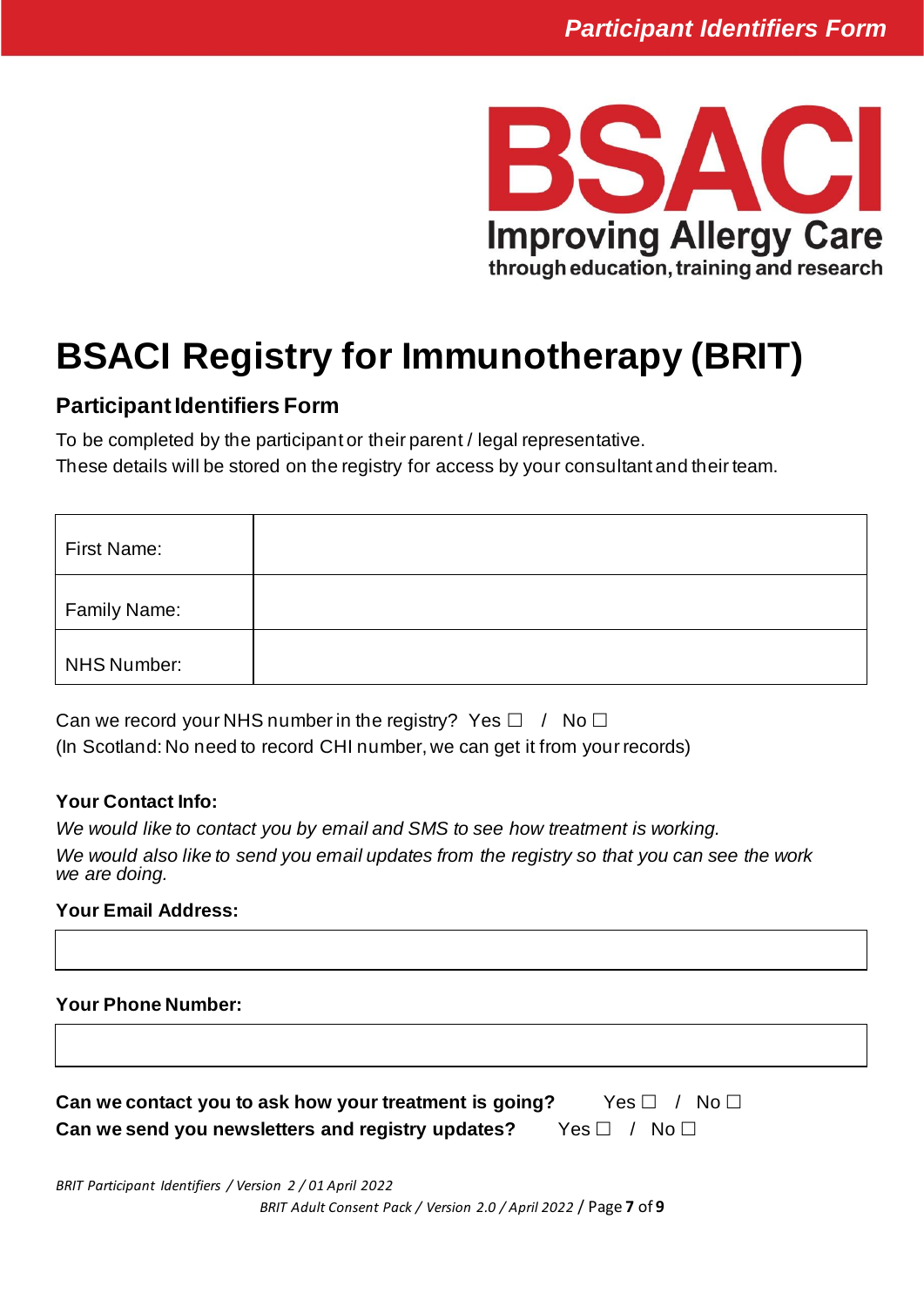# BSACI Registry for Immunotherapy (BRIT)

## Participant Identifiers Form

To be completed by the participant or their parent / legal representative.
These details will be stored on the registry for access by your consultant and their team.

| First Name: | |
|---|---|
| Family Name: | |
| NHS Number: | |

Can we record your NHS number in the registry? Yes ☐ / No ☐
(In Scotland: No need to record CHI number, we can get it from your records)

**Your Contact Info:**

*We would like to contact you by email and SMS to see how treatment is working.*
*We would also like to send you email updates from the registry so that you can see the work we are doing.*

**Your Email Address:**

| |
|---|

**Your Phone Number:**

| |
|---|

**Can we contact you to ask how your treatment is going?** Yes ☐ / No ☐
**Can we send you newsletters and registry updates?** Yes ☐ / No ☐

*BRIT Participant Identifiers / Version 2 / 01 April 2022*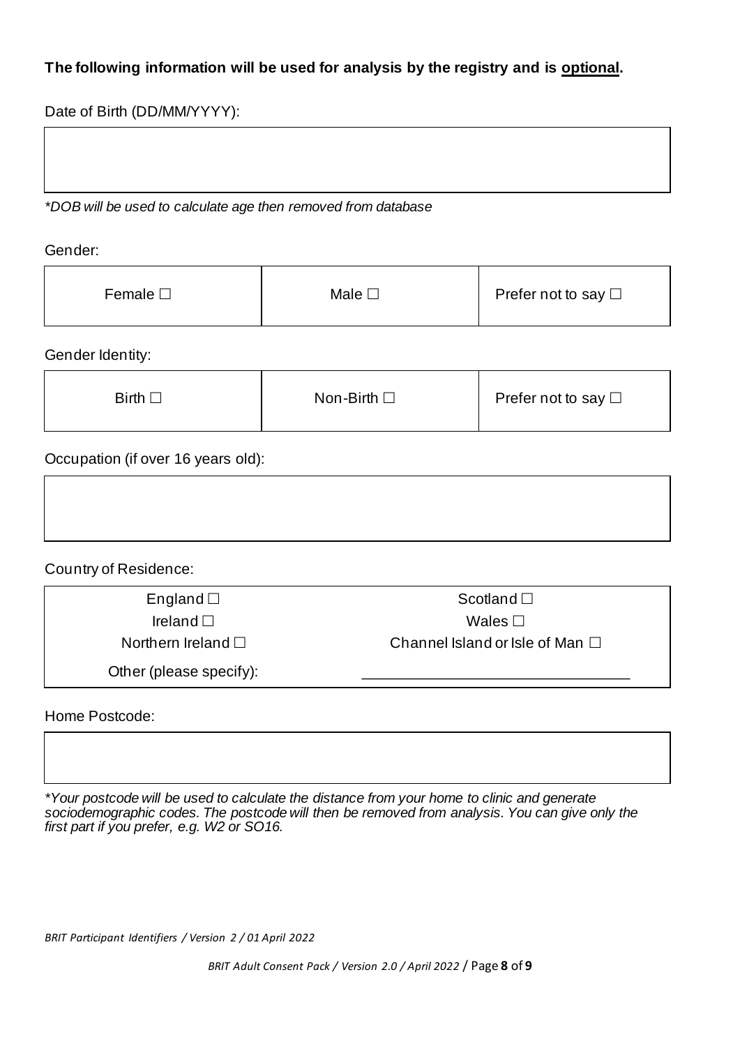**The following information will be used for analysis by the registry and is <u>optional</u>.**

Date of Birth (DD/MM/YYYY):

| |
|---|
| |

*\*DOB will be used to calculate age then removed from database*

Gender:

| Female ☐ | Male ☐ | Prefer not to say ☐ |
|---|---|---|

Gender Identity:

| Birth ☐ | Non-Birth ☐ | Prefer not to say ☐ |
|---|---|---|

Occupation (if over 16 years old):

| |
|---|
| |

Country of Residence:

| | |
|---|---|
| England ☐ | Scotland ☐ |
| Ireland ☐ | Wales ☐ |
| Northern Ireland ☐ | Channel Island or Isle of Man ☐ |
| Other (please specify): | _______________________________ |

Home Postcode:

| |
|---|
| |

*\*Your postcode will be used to calculate the distance from your home to clinic and generate sociodemographic codes. The postcode will then be removed from analysis. You can give only the first part if you prefer, e.g. W2 or SO16.*

*BRIT Participant Identifiers / Version 2 / 01 April 2022*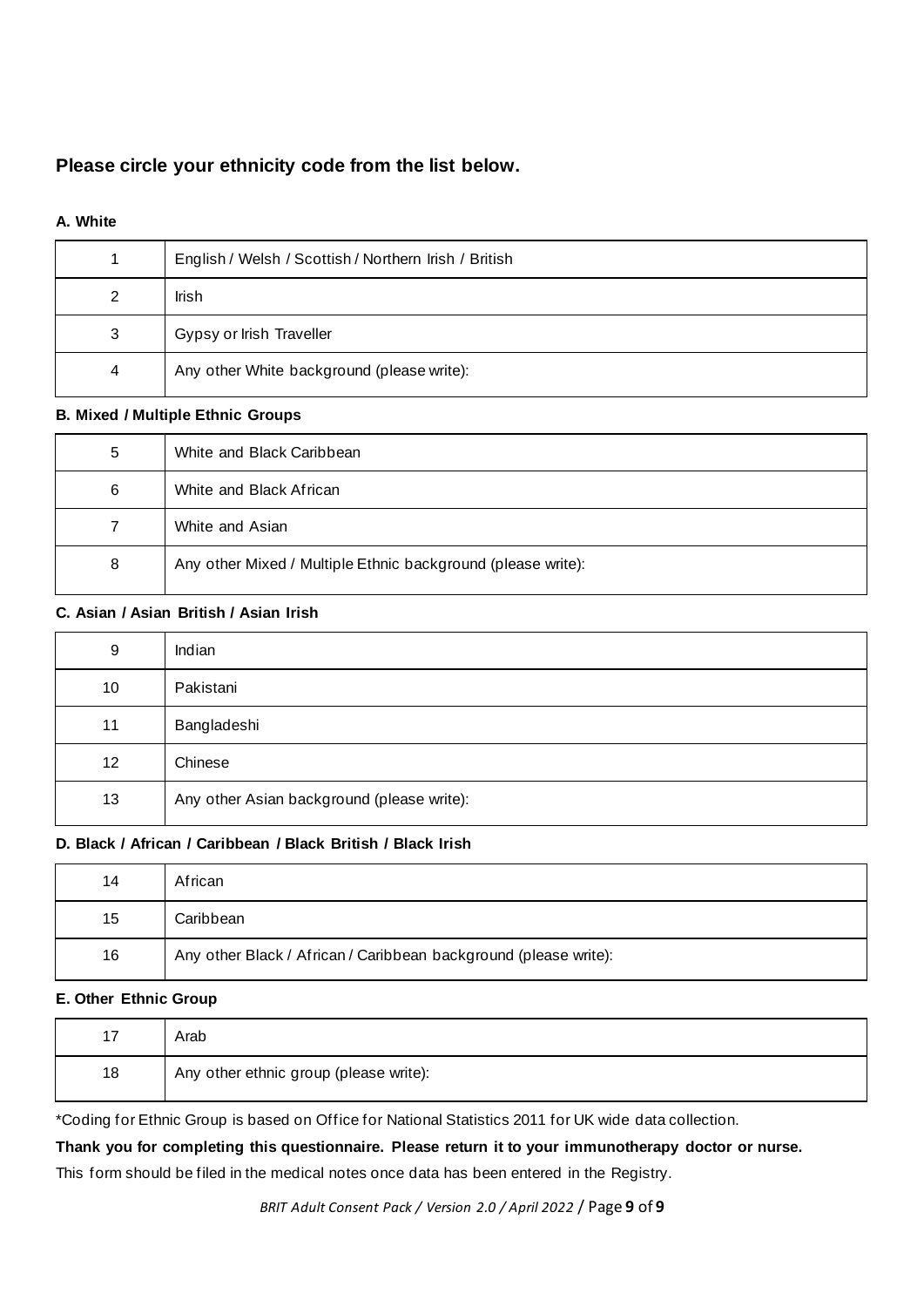**Please circle your ethnicity code from the list below.**

**A. White**

| | |
|---|---|
| 1 | English / Welsh / Scottish / Northern Irish / British |
| 2 | Irish |
| 3 | Gypsy or Irish Traveller |
| 4 | Any other White background (please write): |

**B. Mixed / Multiple Ethnic Groups**

| | |
|---|---|
| 5 | White and Black Caribbean |
| 6 | White and Black African |
| 7 | White and Asian |
| 8 | Any other Mixed / Multiple Ethnic background (please write): |

**C. Asian / Asian British / Asian Irish**

| | |
|---|---|
| 9 | Indian |
| 10 | Pakistani |
| 11 | Bangladeshi |
| 12 | Chinese |
| 13 | Any other Asian background (please write): |

**D. Black / African / Caribbean / Black British / Black Irish**

| | |
|---|---|
| 14 | African |
| 15 | Caribbean |
| 16 | Any other Black / African / Caribbean background (please write): |

**E. Other Ethnic Group**

| | |
|---|---|
| 17 | Arab |
| 18 | Any other ethnic group (please write): |

*Coding for Ethnic Group is based on Office for National Statistics 2011 for UK wide data collection.

**Thank you for completing this questionnaire. Please return it to your immunotherapy doctor or nurse.**

This form should be filed in the medical notes once data has been entered in the Registry.